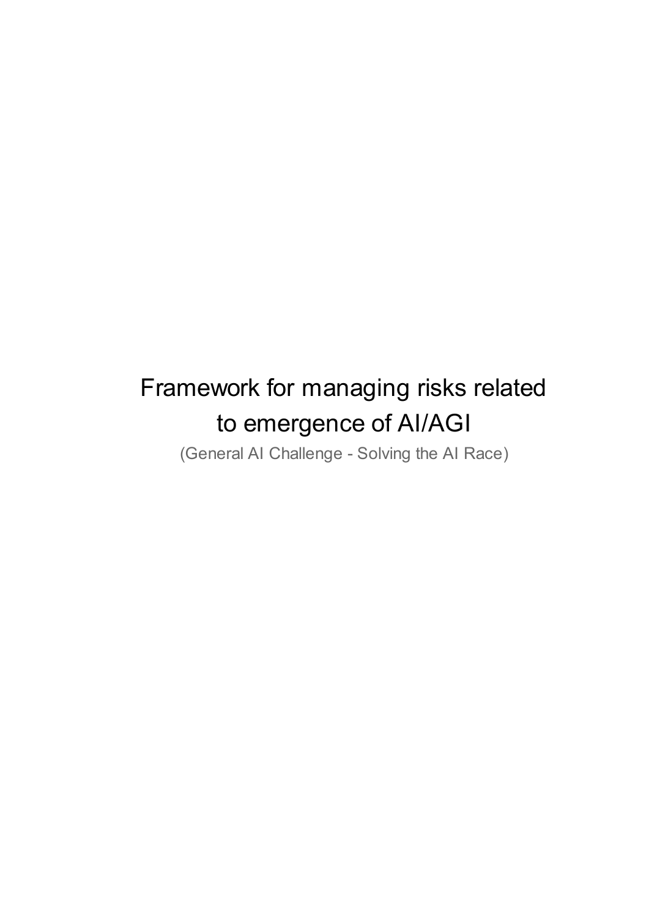# Framework for managing risks related to emergence of AI/AGI

(General AI Challenge - Solving the AI Race)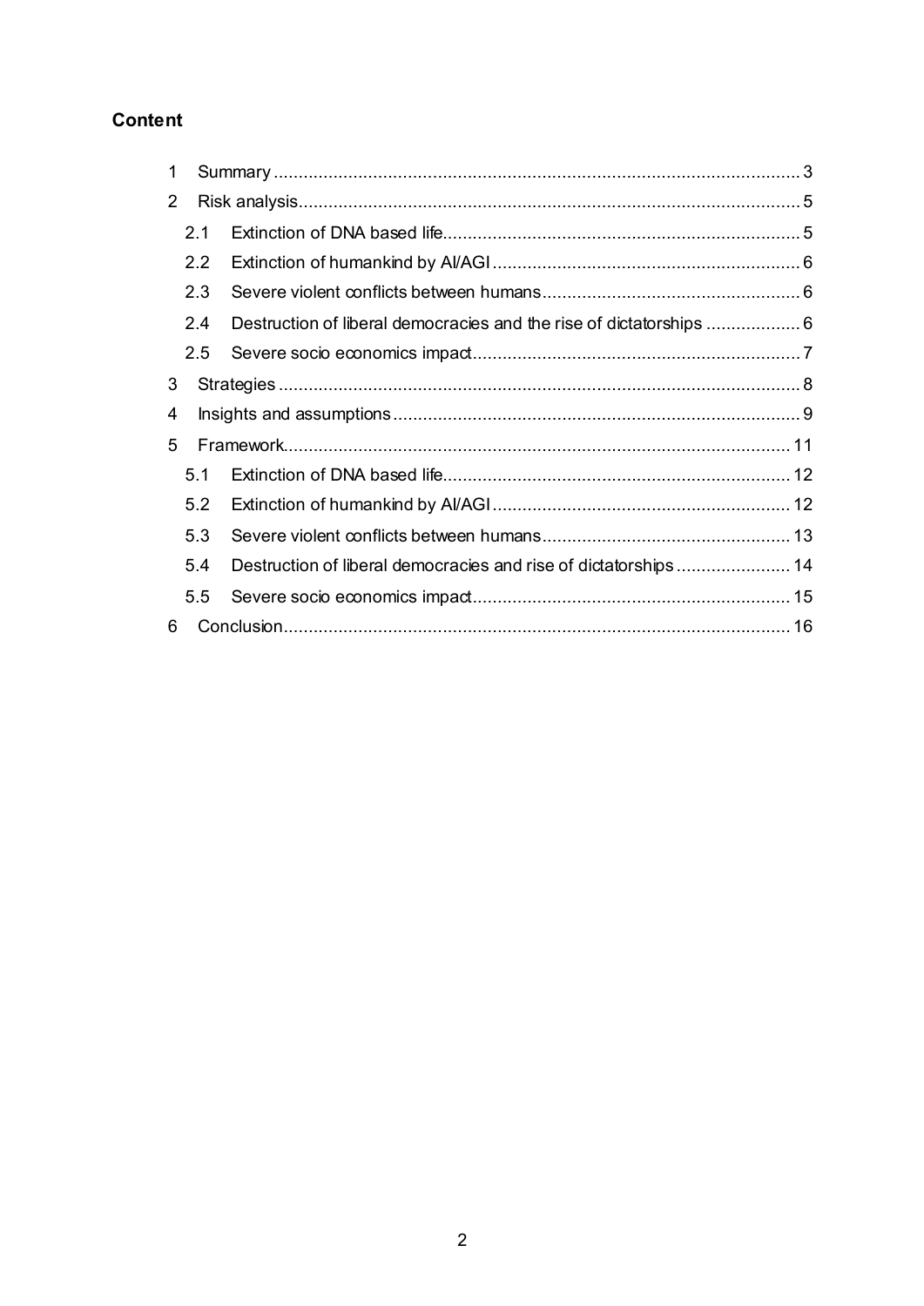## Content

1 Summary ... 3
2 Risk analysis ... 5
  2.1 Extinction of DNA based life ... 5
  2.2 Extinction of humankind by AI/AGI ... 6
  2.3 Severe violent conflicts between humans ... 6
  2.4 Destruction of liberal democracies and the rise of dictatorships ... 6
  2.5 Severe socio economics impact ... 7
3 Strategies ... 8
4 Insights and assumptions ... 9
5 Framework ... 11
  5.1 Extinction of DNA based life ... 12
  5.2 Extinction of humankind by AI/AGI ... 12
  5.3 Severe violent conflicts between humans ... 13
  5.4 Destruction of liberal democracies and rise of dictatorships ... 14
  5.5 Severe socio economics impact ... 15
6 Conclusion ... 16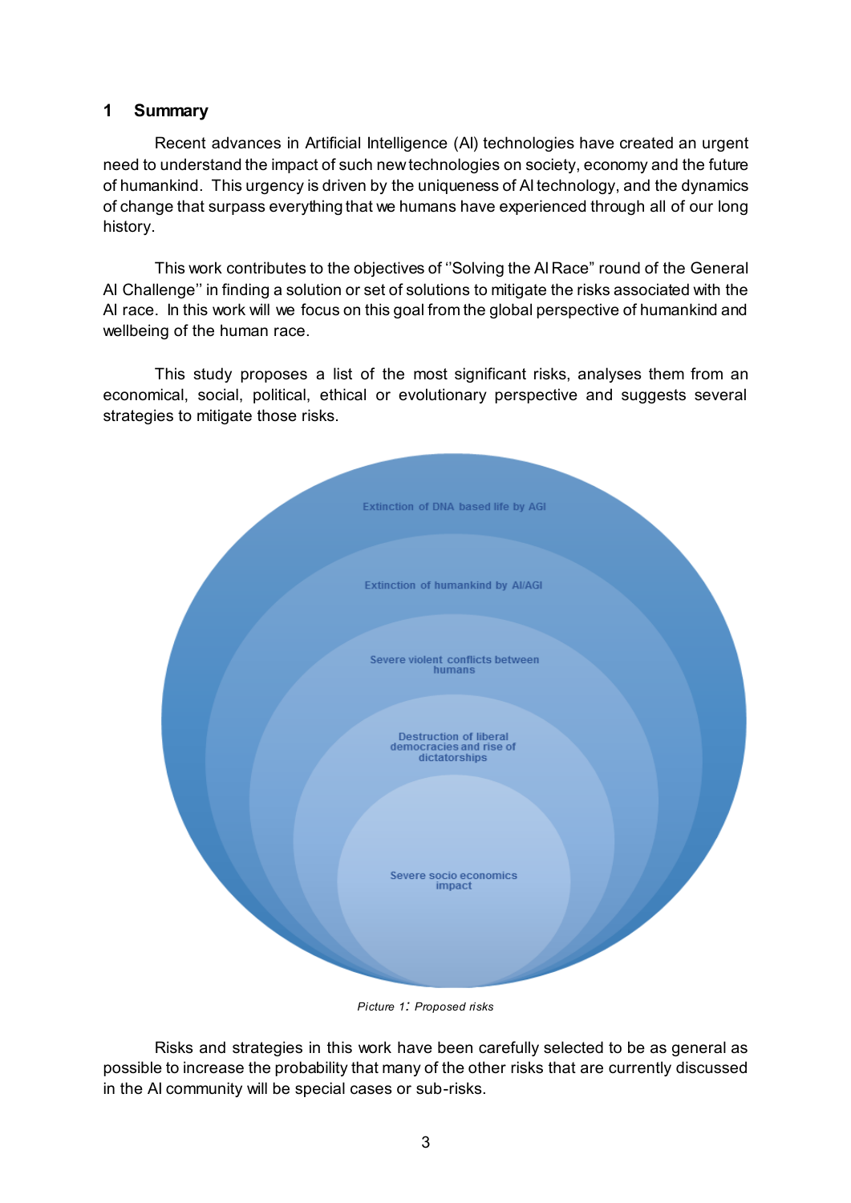## 1 Summary

Recent advances in Artificial Intelligence (AI) technologies have created an urgent need to understand the impact of such new technologies on society, economy and the future of humankind. This urgency is driven by the uniqueness of AI technology, and the dynamics of change that surpass everything that we humans have experienced through all of our long history.

This work contributes to the objectives of ''Solving the AI Race" round of the General AI Challenge'' in finding a solution or set of solutions to mitigate the risks associated with the AI race. In this work will we focus on this goal from the global perspective of humankind and wellbeing of the human race.

This study proposes a list of the most significant risks, analyses them from an economical, social, political, ethical or evolutionary perspective and suggests several strategies to mitigate those risks.

Extinction of DNA based life by AGI

Extinction of humankind by AI/AGI

Severe violent conflicts between humans

Destruction of liberal democracies and rise of dictatorships

Severe socio economics impact

*Picture 1: Proposed risks*

Risks and strategies in this work have been carefully selected to be as general as possible to increase the probability that many of the other risks that are currently discussed in the AI community will be special cases or sub-risks.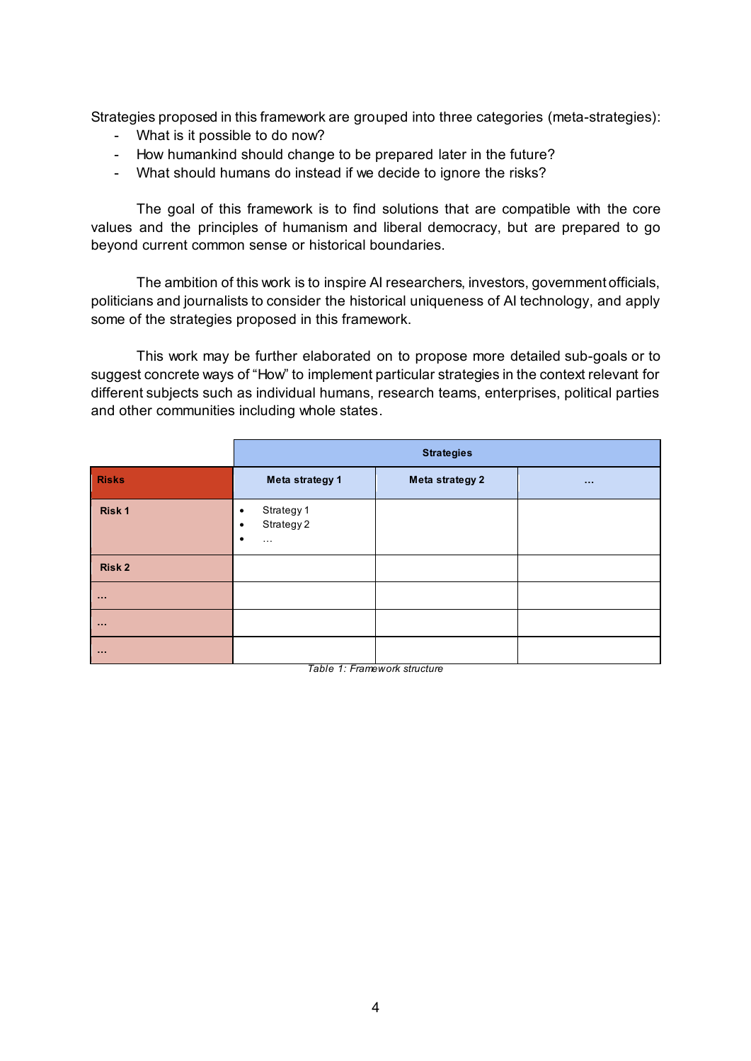Strategies proposed in this framework are grouped into three categories (meta-strategies):

- What is it possible to do now?
- How humankind should change to be prepared later in the future?
- What should humans do instead if we decide to ignore the risks?

The goal of this framework is to find solutions that are compatible with the core values and the principles of humanism and liberal democracy, but are prepared to go beyond current common sense or historical boundaries.

The ambition of this work is to inspire AI researchers, investors, government officials, politicians and journalists to consider the historical uniqueness of AI technology, and apply some of the strategies proposed in this framework.

This work may be further elaborated on to propose more detailed sub-goals or to suggest concrete ways of "How" to implement particular strategies in the context relevant for different subjects such as individual humans, research teams, enterprises, political parties and other communities including whole states.

| | **Strategies** | | |
|---|---|---|---|
| **Risks** | **Meta strategy 1** | **Meta strategy 2** | **…** |
| **Risk 1** | • Strategy 1<br>• Strategy 2<br>• … | | |
| **Risk 2** | | | |
| **…** | | | |
| **…** | | | |
| **…** | | | |

*Table 1: Framework structure*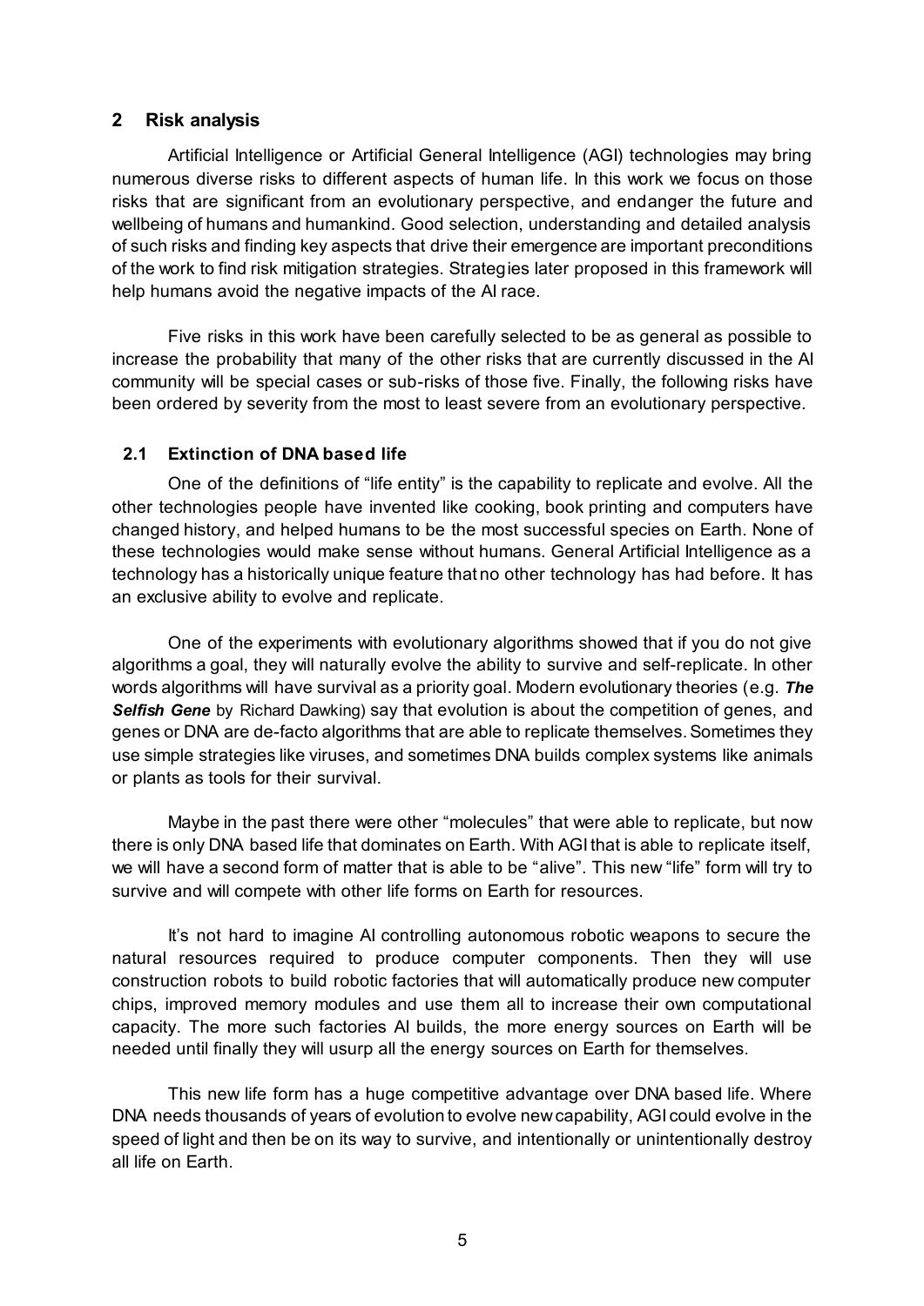## 2 Risk analysis

Artificial Intelligence or Artificial General Intelligence (AGI) technologies may bring numerous diverse risks to different aspects of human life. In this work we focus on those risks that are significant from an evolutionary perspective, and endanger the future and wellbeing of humans and humankind. Good selection, understanding and detailed analysis of such risks and finding key aspects that drive their emergence are important preconditions of the work to find risk mitigation strategies. Strategies later proposed in this framework will help humans avoid the negative impacts of the AI race.

Five risks in this work have been carefully selected to be as general as possible to increase the probability that many of the other risks that are currently discussed in the AI community will be special cases or sub-risks of those five. Finally, the following risks have been ordered by severity from the most to least severe from an evolutionary perspective.

### 2.1 Extinction of DNA based life

One of the definitions of "life entity" is the capability to replicate and evolve. All the other technologies people have invented like cooking, book printing and computers have changed history, and helped humans to be the most successful species on Earth. None of these technologies would make sense without humans. General Artificial Intelligence as a technology has a historically unique feature that no other technology has had before. It has an exclusive ability to evolve and replicate.

One of the experiments with evolutionary algorithms showed that if you do not give algorithms a goal, they will naturally evolve the ability to survive and self-replicate. In other words algorithms will have survival as a priority goal. Modern evolutionary theories (e.g. ***The Selfish Gene*** by Richard Dawking) say that evolution is about the competition of genes, and genes or DNA are de-facto algorithms that are able to replicate themselves. Sometimes they use simple strategies like viruses, and sometimes DNA builds complex systems like animals or plants as tools for their survival.

Maybe in the past there were other "molecules" that were able to replicate, but now there is only DNA based life that dominates on Earth. With AGI that is able to replicate itself, we will have a second form of matter that is able to be "alive". This new "life" form will try to survive and will compete with other life forms on Earth for resources.

It's not hard to imagine AI controlling autonomous robotic weapons to secure the natural resources required to produce computer components. Then they will use construction robots to build robotic factories that will automatically produce new computer chips, improved memory modules and use them all to increase their own computational capacity. The more such factories AI builds, the more energy sources on Earth will be needed until finally they will usurp all the energy sources on Earth for themselves.

This new life form has a huge competitive advantage over DNA based life. Where DNA needs thousands of years of evolution to evolve new capability, AGI could evolve in the speed of light and then be on its way to survive, and intentionally or unintentionally destroy all life on Earth.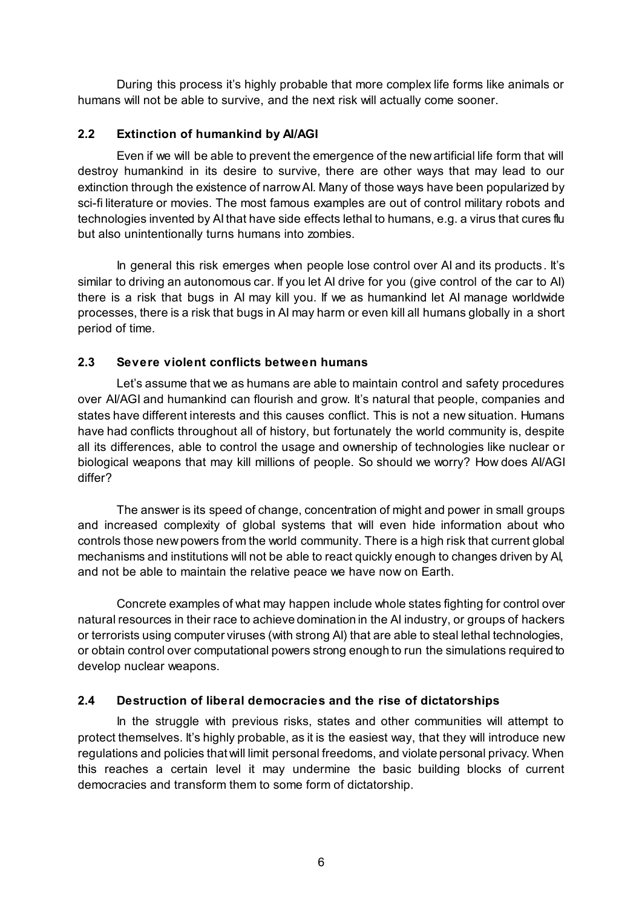During this process it's highly probable that more complex life forms like animals or humans will not be able to survive, and the next risk will actually come sooner.

### 2.2 Extinction of humankind by AI/AGI

Even if we will be able to prevent the emergence of the new artificial life form that will destroy humankind in its desire to survive, there are other ways that may lead to our extinction through the existence of narrow AI. Many of those ways have been popularized by sci-fi literature or movies. The most famous examples are out of control military robots and technologies invented by AI that have side effects lethal to humans, e.g. a virus that cures flu but also unintentionally turns humans into zombies.

In general this risk emerges when people lose control over AI and its products. It's similar to driving an autonomous car. If you let AI drive for you (give control of the car to AI) there is a risk that bugs in AI may kill you. If we as humankind let AI manage worldwide processes, there is a risk that bugs in AI may harm or even kill all humans globally in a short period of time.

### 2.3 Severe violent conflicts between humans

Let's assume that we as humans are able to maintain control and safety procedures over AI/AGI and humankind can flourish and grow. It's natural that people, companies and states have different interests and this causes conflict. This is not a new situation. Humans have had conflicts throughout all of history, but fortunately the world community is, despite all its differences, able to control the usage and ownership of technologies like nuclear or biological weapons that may kill millions of people. So should we worry? How does AI/AGI differ?

The answer is its speed of change, concentration of might and power in small groups and increased complexity of global systems that will even hide information about who controls those new powers from the world community. There is a high risk that current global mechanisms and institutions will not be able to react quickly enough to changes driven by AI, and not be able to maintain the relative peace we have now on Earth.

Concrete examples of what may happen include whole states fighting for control over natural resources in their race to achieve domination in the AI industry, or groups of hackers or terrorists using computer viruses (with strong AI) that are able to steal lethal technologies, or obtain control over computational powers strong enough to run the simulations required to develop nuclear weapons.

### 2.4 Destruction of liberal democracies and the rise of dictatorships

In the struggle with previous risks, states and other communities will attempt to protect themselves. It's highly probable, as it is the easiest way, that they will introduce new regulations and policies that will limit personal freedoms, and violate personal privacy. When this reaches a certain level it may undermine the basic building blocks of current democracies and transform them to some form of dictatorship.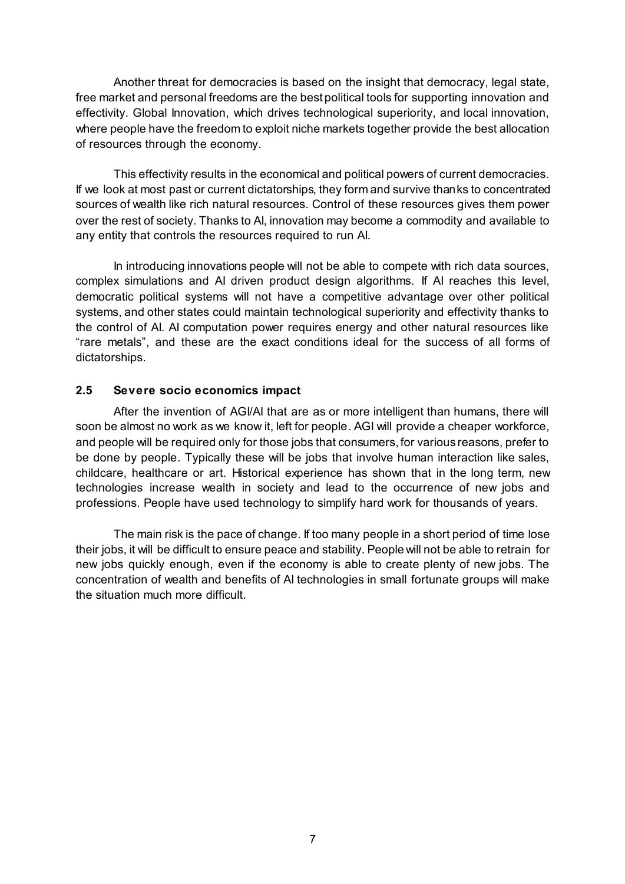Another threat for democracies is based on the insight that democracy, legal state, free market and personal freedoms are the best political tools for supporting innovation and effectivity. Global Innovation, which drives technological superiority, and local innovation, where people have the freedom to exploit niche markets together provide the best allocation of resources through the economy.

This effectivity results in the economical and political powers of current democracies. If we look at most past or current dictatorships, they form and survive thanks to concentrated sources of wealth like rich natural resources. Control of these resources gives them power over the rest of society. Thanks to AI, innovation may become a commodity and available to any entity that controls the resources required to run AI.

In introducing innovations people will not be able to compete with rich data sources, complex simulations and AI driven product design algorithms. If AI reaches this level, democratic political systems will not have a competitive advantage over other political systems, and other states could maintain technological superiority and effectivity thanks to the control of AI. AI computation power requires energy and other natural resources like "rare metals", and these are the exact conditions ideal for the success of all forms of dictatorships.

### 2.5 Severe socio economics impact

After the invention of AGI/AI that are as or more intelligent than humans, there will soon be almost no work as we know it, left for people. AGI will provide a cheaper workforce, and people will be required only for those jobs that consumers, for various reasons, prefer to be done by people. Typically these will be jobs that involve human interaction like sales, childcare, healthcare or art. Historical experience has shown that in the long term, new technologies increase wealth in society and lead to the occurrence of new jobs and professions. People have used technology to simplify hard work for thousands of years.

The main risk is the pace of change. If too many people in a short period of time lose their jobs, it will be difficult to ensure peace and stability. People will not be able to retrain for new jobs quickly enough, even if the economy is able to create plenty of new jobs. The concentration of wealth and benefits of AI technologies in small fortunate groups will make the situation much more difficult.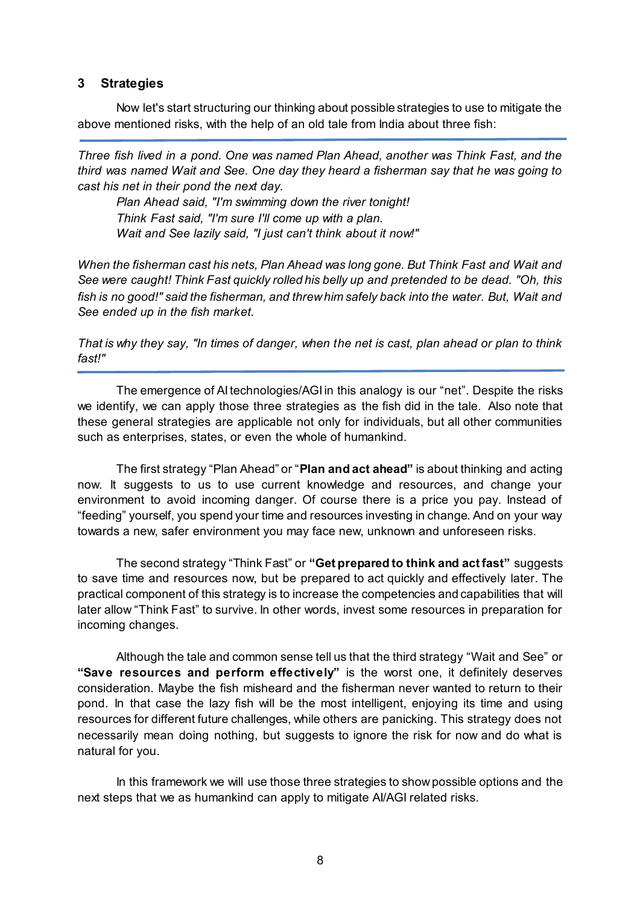## 3 Strategies

Now let's start structuring our thinking about possible strategies to use to mitigate the above mentioned risks, with the help of an old tale from India about three fish:

---

*Three fish lived in a pond. One was named Plan Ahead, another was Think Fast, and the third was named Wait and See. One day they heard a fisherman say that he was going to cast his net in their pond the next day.*

*Plan Ahead said, "I'm swimming down the river tonight!*
*Think Fast said, "I'm sure I'll come up with a plan.*
*Wait and See lazily said, "I just can't think about it now!"*

*When the fisherman cast his nets, Plan Ahead was long gone. But Think Fast and Wait and See were caught! Think Fast quickly rolled his belly up and pretended to be dead. "Oh, this fish is no good!" said the fisherman, and threw him safely back into the water. But, Wait and See ended up in the fish market.*

*That is why they say, "In times of danger, when the net is cast, plan ahead or plan to think fast!"*

---

The emergence of AI technologies/AGI in this analogy is our "net". Despite the risks we identify, we can apply those three strategies as the fish did in the tale. Also note that these general strategies are applicable not only for individuals, but all other communities such as enterprises, states, or even the whole of humankind.

The first strategy "Plan Ahead" or "**Plan and act ahead"** is about thinking and acting now. It suggests to us to use current knowledge and resources, and change your environment to avoid incoming danger. Of course there is a price you pay. Instead of "feeding" yourself, you spend your time and resources investing in change. And on your way towards a new, safer environment you may face new, unknown and unforeseen risks.

The second strategy "Think Fast" or **"Get prepared to think and act fast"** suggests to save time and resources now, but be prepared to act quickly and effectively later. The practical component of this strategy is to increase the competencies and capabilities that will later allow "Think Fast" to survive. In other words, invest some resources in preparation for incoming changes.

Although the tale and common sense tell us that the third strategy "Wait and See" or **"Save resources and perform effectively"** is the worst one, it definitely deserves consideration. Maybe the fish misheard and the fisherman never wanted to return to their pond. In that case the lazy fish will be the most intelligent, enjoying its time and using resources for different future challenges, while others are panicking. This strategy does not necessarily mean doing nothing, but suggests to ignore the risk for now and do what is natural for you.

In this framework we will use those three strategies to show possible options and the next steps that we as humankind can apply to mitigate AI/AGI related risks.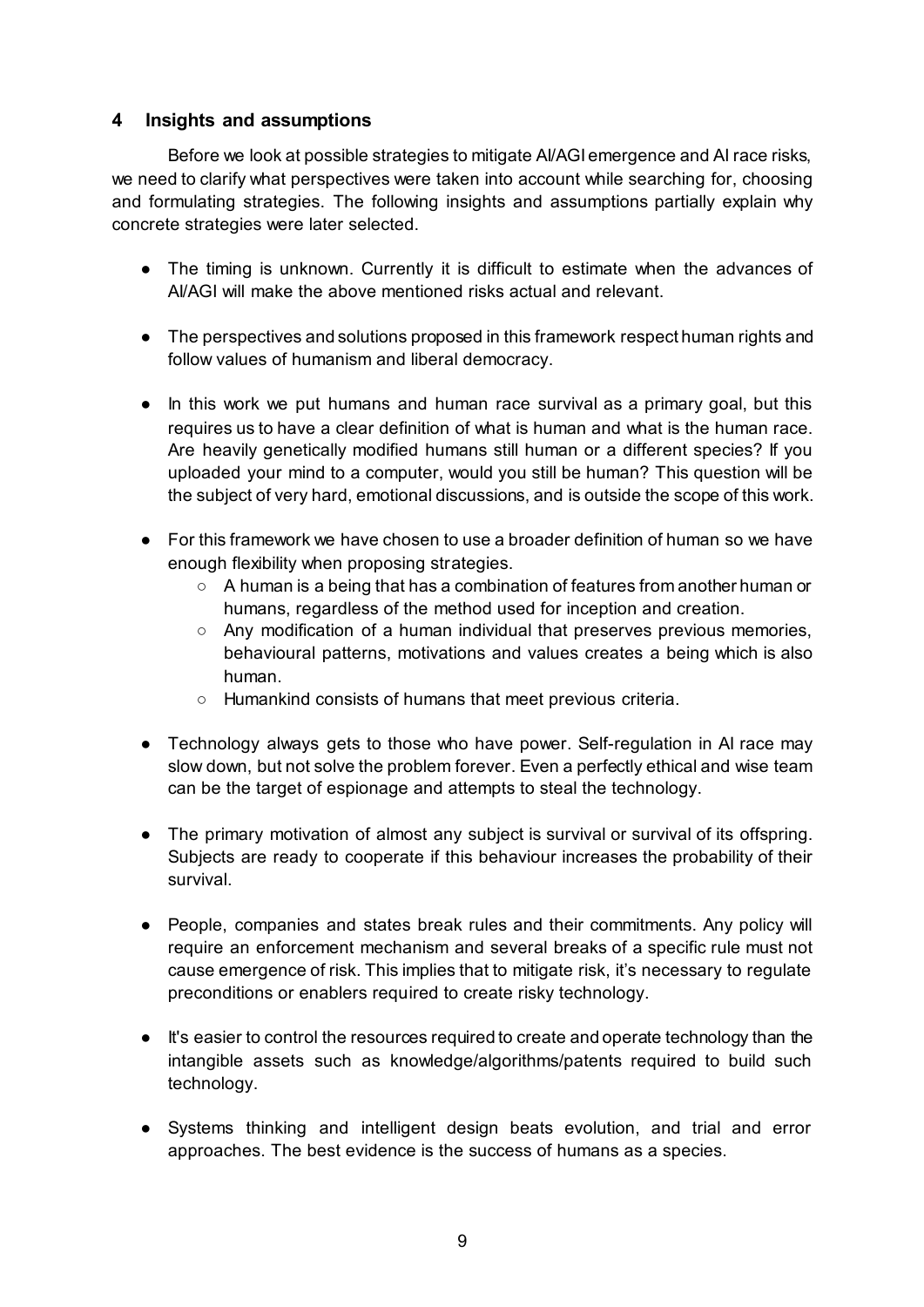## 4 Insights and assumptions

Before we look at possible strategies to mitigate AI/AGI emergence and AI race risks, we need to clarify what perspectives were taken into account while searching for, choosing and formulating strategies. The following insights and assumptions partially explain why concrete strategies were later selected.

- The timing is unknown. Currently it is difficult to estimate when the advances of AI/AGI will make the above mentioned risks actual and relevant.
- The perspectives and solutions proposed in this framework respect human rights and follow values of humanism and liberal democracy.
- In this work we put humans and human race survival as a primary goal, but this requires us to have a clear definition of what is human and what is the human race. Are heavily genetically modified humans still human or a different species? If you uploaded your mind to a computer, would you still be human? This question will be the subject of very hard, emotional discussions, and is outside the scope of this work.
- For this framework we have chosen to use a broader definition of human so we have enough flexibility when proposing strategies.
    - A human is a being that has a combination of features from another human or humans, regardless of the method used for inception and creation.
    - Any modification of a human individual that preserves previous memories, behavioural patterns, motivations and values creates a being which is also human.
    - Humankind consists of humans that meet previous criteria.
- Technology always gets to those who have power. Self-regulation in AI race may slow down, but not solve the problem forever. Even a perfectly ethical and wise team can be the target of espionage and attempts to steal the technology.
- The primary motivation of almost any subject is survival or survival of its offspring. Subjects are ready to cooperate if this behaviour increases the probability of their survival.
- People, companies and states break rules and their commitments. Any policy will require an enforcement mechanism and several breaks of a specific rule must not cause emergence of risk. This implies that to mitigate risk, it's necessary to regulate preconditions or enablers required to create risky technology.
- It's easier to control the resources required to create and operate technology than the intangible assets such as knowledge/algorithms/patents required to build such technology.
- Systems thinking and intelligent design beats evolution, and trial and error approaches. The best evidence is the success of humans as a species.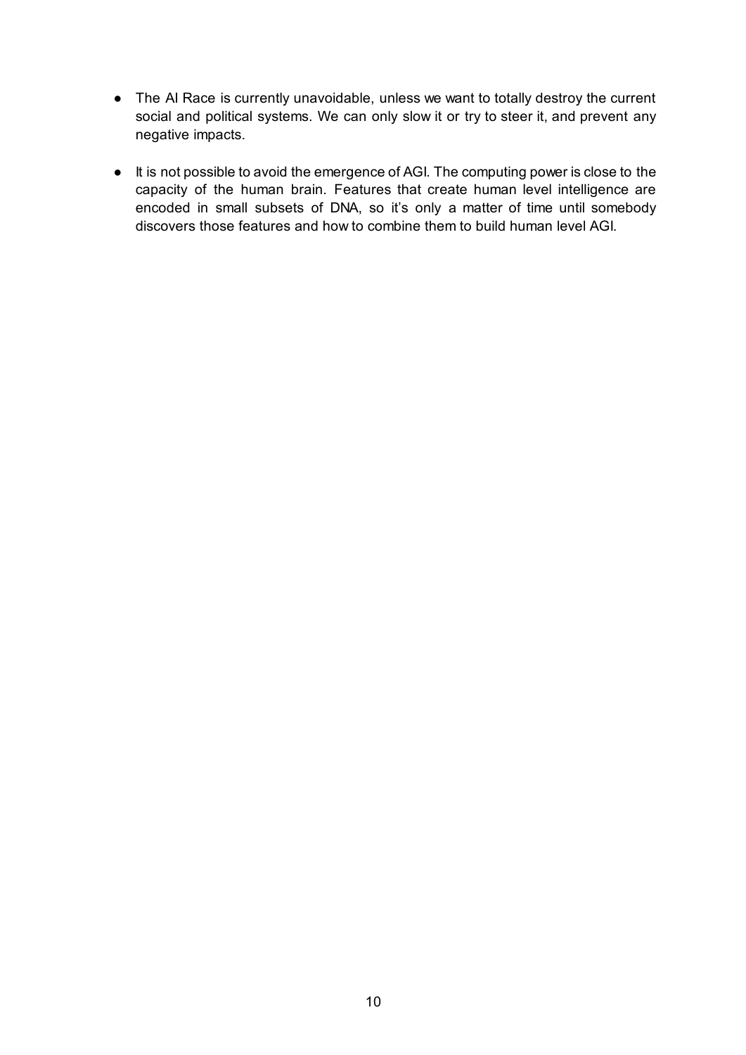- The AI Race is currently unavoidable, unless we want to totally destroy the current social and political systems. We can only slow it or try to steer it, and prevent any negative impacts.

- It is not possible to avoid the emergence of AGI. The computing power is close to the capacity of the human brain. Features that create human level intelligence are encoded in small subsets of DNA, so it's only a matter of time until somebody discovers those features and how to combine them to build human level AGI.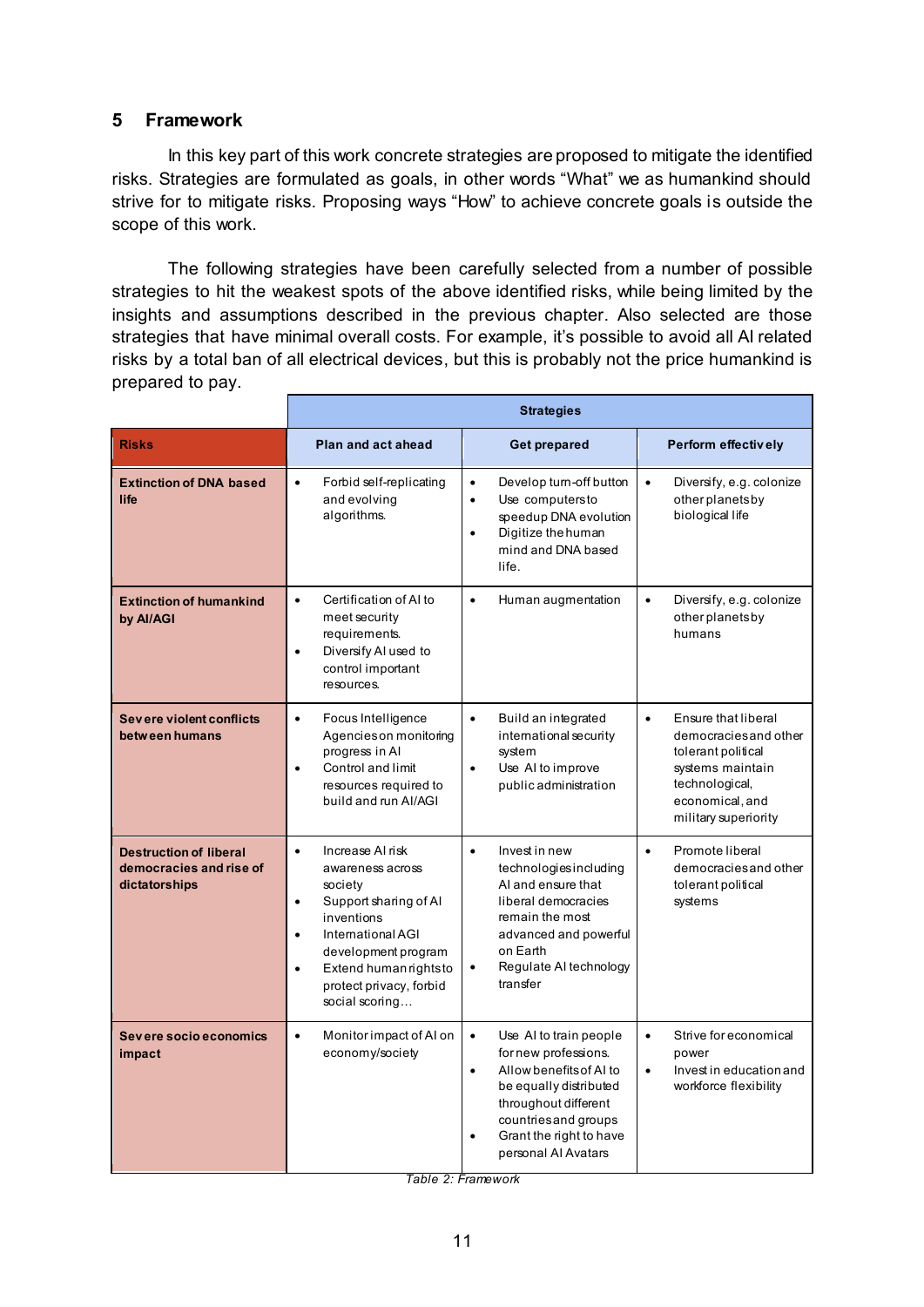## 5 Framework

In this key part of this work concrete strategies are proposed to mitigate the identified risks. Strategies are formulated as goals, in other words “What” we as humankind should strive for to mitigate risks. Proposing ways “How” to achieve concrete goals is outside the scope of this work.

The following strategies have been carefully selected from a number of possible strategies to hit the weakest spots of the above identified risks, while being limited by the insights and assumptions described in the previous chapter. Also selected are those strategies that have minimal overall costs. For example, it’s possible to avoid all AI related risks by a total ban of all electrical devices, but this is probably not the price humankind is prepared to pay.

| | **Strategies** | | |
|---|---|---|---|
| **Risks** | **Plan and act ahead** | **Get prepared** | **Perform effectively** |
| **Extinction of DNA based life** | • Forbid self-replicating and evolving algorithms. | • Develop turn-off button<br>• Use computers to speedup DNA evolution<br>• Digitize the human mind and DNA based life. | • Diversify, e.g. colonize other planets by biological life |
| **Extinction of humankind by AI/AGI** | • Certification of AI to meet security requirements.<br>• Diversify AI used to control important resources. | • Human augmentation | • Diversify, e.g. colonize other planets by humans |
| **Severe violent conflicts between humans** | • Focus Intelligence Agencies on monitoring progress in AI<br>• Control and limit resources required to build and run AI/AGI | • Build an integrated international security system<br>• Use AI to improve public administration | • Ensure that liberal democracies and other tolerant political systems maintain technological, economical, and military superiority |
| **Destruction of liberal democracies and rise of dictatorships** | • Increase AI risk awareness across society<br>• Support sharing of AI inventions<br>• International AGI development program<br>• Extend human rights to protect privacy, forbid social scoring… | • Invest in new technologies including AI and ensure that liberal democracies remain the most advanced and powerful on Earth<br>• Regulate AI technology transfer | • Promote liberal democracies and other tolerant political systems |
| **Severe socio economics impact** | • Monitor impact of AI on economy/society | • Use AI to train people for new professions.<br>• Allow benefits of AI to be equally distributed throughout different countries and groups<br>• Grant the right to have personal AI Avatars | • Strive for economical power<br>• Invest in education and workforce flexibility |

*Table 2: Framework*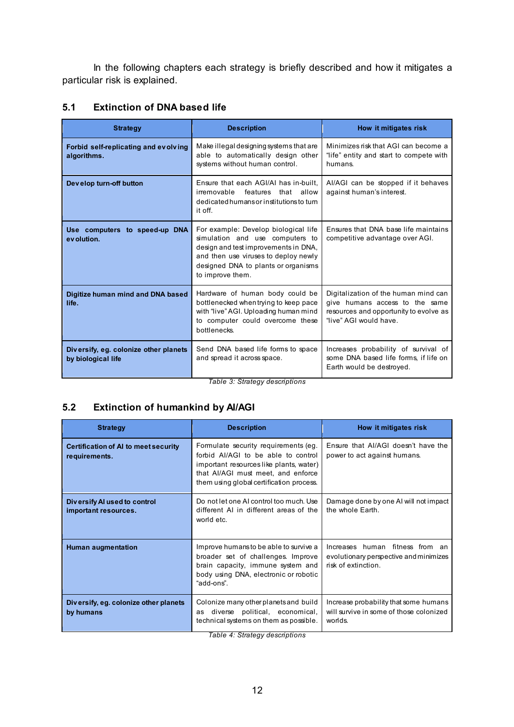In the following chapters each strategy is briefly described and how it mitigates a particular risk is explained.

## 5.1 Extinction of DNA based life

| Strategy | Description | How it mitigates risk |
|---|---|---|
| **Forbid self-replicating and evolving algorithms.** | Make illegal designing systems that are able to automatically design other systems without human control. | Minimizes risk that AGI can become a "life" entity and start to compete with humans. |
| **Develop turn-off button** | Ensure that each AGI/AI has in-built, irremovable features that allow dedicated humans or institutions to turn it off. | AI/AGI can be stopped if it behaves against human's interest. |
| **Use computers to speed-up DNA evolution.** | For example: Develop biological life simulation and use computers to design and test improvements in DNA, and then use viruses to deploy newly designed DNA to plants or organisms to improve them. | Ensures that DNA base life maintains competitive advantage over AGI. |
| **Digitize human mind and DNA based life.** | Hardware of human body could be bottlenecked when trying to keep pace with "live" AGI. Uploading human mind to computer could overcome these bottlenecks. | Digitalization of the human mind can give humans access to the same resources and opportunity to evolve as "live" AGI would have. |
| **Diversify, eg. colonize other planets by biological life** | Send DNA based life forms to space and spread it across space. | Increases probability of survival of some DNA based life forms, if life on Earth would be destroyed. |

*Table 3: Strategy descriptions*

## 5.2 Extinction of humankind by AI/AGI

| Strategy | Description | How it mitigates risk |
|---|---|---|
| **Certification of AI to meet security requirements.** | Formulate security requirements (eg. forbid AI/AGI to be able to control important resources like plants, water) that AI/AGI must meet, and enforce them using global certification process. | Ensure that AI/AGI doesn't have the power to act against humans. |
| **Diversify AI used to control important resources.** | Do not let one AI control too much. Use different AI in different areas of the world etc. | Damage done by one AI will not impact the whole Earth. |
| **Human augmentation** | Improve humans to be able to survive a broader set of challenges. Improve brain capacity, immune system and body using DNA, electronic or robotic "add-ons". | Increases human fitness from an evolutionary perspective and minimizes risk of extinction. |
| **Diversify, eg. colonize other planets by humans** | Colonize many other planets and build as diverse political, economical, technical systems on them as possible. | Increase probability that some humans will survive in some of those colonized worlds. |

*Table 4: Strategy descriptions*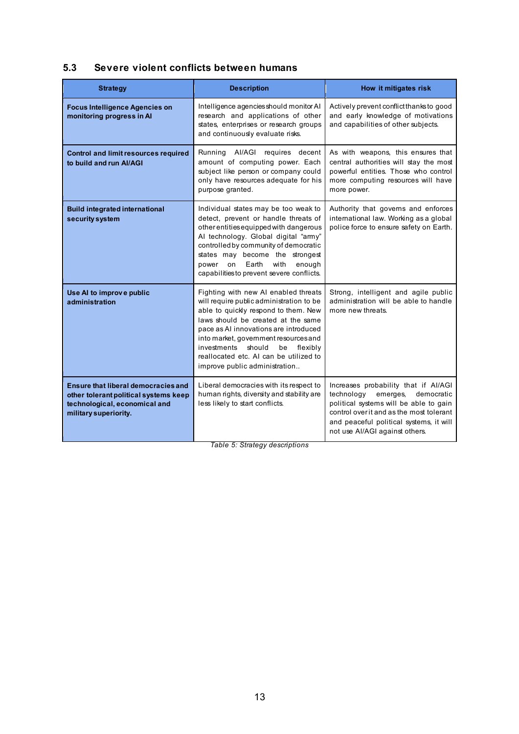## 5.3 Severe violent conflicts between humans

| Strategy | Description | How it mitigates risk |
| --- | --- | --- |
| **Focus Intelligence Agencies on monitoring progress in AI** | Intelligence agencies should monitor AI research and applications of other states, enterprises or research groups and continuously evaluate risks. | Actively prevent conflict thanks to good and early knowledge of motivations and capabilities of other subjects. |
| **Control and limit resources required to build and run AI/AGI** | Running AI/AGI requires decent amount of computing power. Each subject like person or company could only have resources adequate for his purpose granted. | As with weapons, this ensures that central authorities will stay the most powerful entities. Those who control more computing resources will have more power. |
| **Build integrated international security system** | Individual states may be too weak to detect, prevent or handle threats of other entities equipped with dangerous AI technology. Global digital "army" controlled by community of democratic states may become the strongest power on Earth with enough capabilities to prevent severe conflicts. | Authority that governs and enforces international law. Working as a global police force to ensure safety on Earth. |
| **Use AI to improve public administration** | Fighting with new AI enabled threats will require public administration to be able to quickly respond to them. New laws should be created at the same pace as AI innovations are introduced into market, government resources and investments should be flexibly reallocated etc. AI can be utilized to improve public administration.. | Strong, intelligent and agile public administration will be able to handle more new threats. |
| **Ensure that liberal democracies and other tolerant political systems keep technological, economical and military superiority.** | Liberal democracies with its respect to human rights, diversity and stability are less likely to start conflicts. | Increases probability that if AI/AGI technology emerges, democratic political systems will be able to gain control over it and as the most tolerant and peaceful political systems, it will not use AI/AGI against others. |

*Table 5: Strategy descriptions*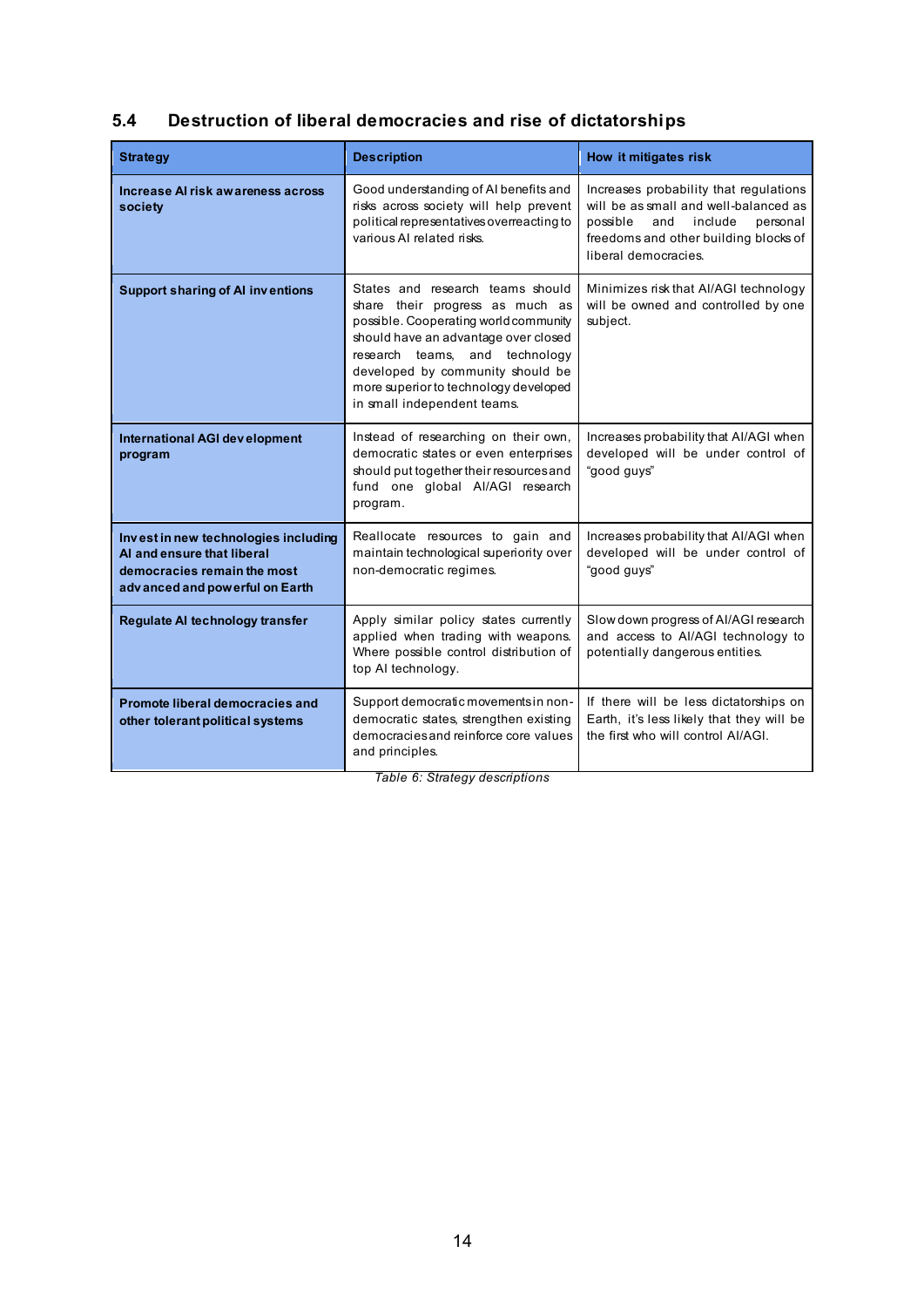## 5.4 Destruction of liberal democracies and rise of dictatorships

| Strategy | Description | How it mitigates risk |
|---|---|---|
| **Increase AI risk awareness across society** | Good understanding of AI benefits and risks across society will help prevent political representatives overreacting to various AI related risks. | Increases probability that regulations will be as small and well-balanced as possible and include personal freedoms and other building blocks of liberal democracies. |
| **Support sharing of AI inventions** | States and research teams should share their progress as much as possible. Cooperating world community should have an advantage over closed research teams, and technology developed by community should be more superior to technology developed in small independent teams. | Minimizes risk that AI/AGI technology will be owned and controlled by one subject. |
| **International AGI development program** | Instead of researching on their own, democratic states or even enterprises should put together their resources and fund one global AI/AGI research program. | Increases probability that AI/AGI when developed will be under control of "good guys" |
| **Invest in new technologies including AI and ensure that liberal democracies remain the most advanced and powerful on Earth** | Reallocate resources to gain and maintain technological superiority over non-democratic regimes. | Increases probability that AI/AGI when developed will be under control of "good guys" |
| **Regulate AI technology transfer** | Apply similar policy states currently applied when trading with weapons. Where possible control distribution of top AI technology. | Slow down progress of AI/AGI research and access to AI/AGI technology to potentially dangerous entities. |
| **Promote liberal democracies and other tolerant political systems** | Support democratic movements in non-democratic states, strengthen existing democracies and reinforce core values and principles. | If there will be less dictatorships on Earth, it's less likely that they will be the first who will control AI/AGI. |

*Table 6: Strategy descriptions*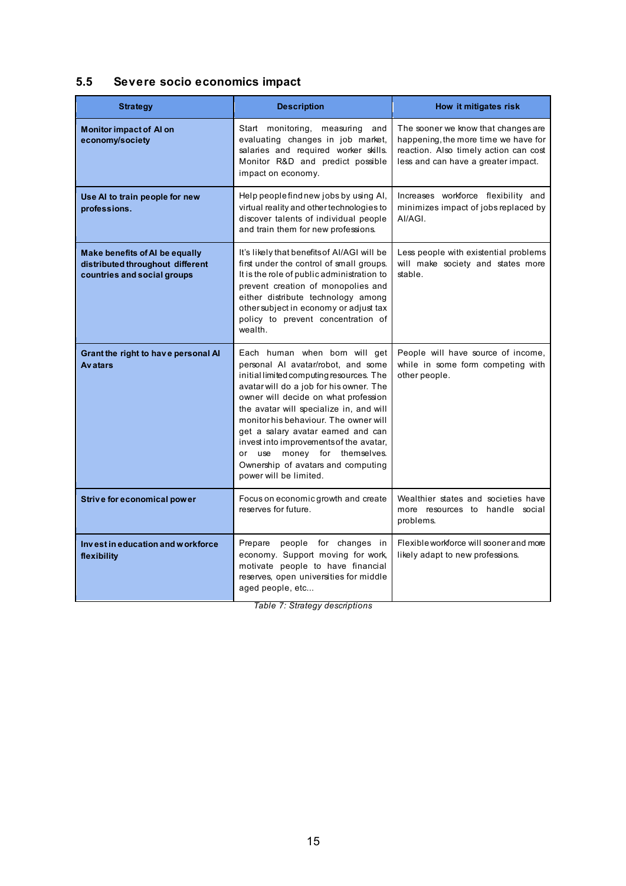## 5.5 Severe socio economics impact

| Strategy | Description | How it mitigates risk |
|---|---|---|
| **Monitor impact of AI on economy/society** | Start monitoring, measuring and evaluating changes in job market, salaries and required worker skills. Monitor R&D and predict possible impact on economy. | The sooner we know that changes are happening, the more time we have for reaction. Also timely action can cost less and can have a greater impact. |
| **Use AI to train people for new professions.** | Help people find new jobs by using AI, virtual reality and other technologies to discover talents of individual people and train them for new professions. | Increases workforce flexibility and minimizes impact of jobs replaced by AI/AGI. |
| **Make benefits of AI be equally distributed throughout different countries and social groups** | It's likely that benefits of AI/AGI will be first under the control of small groups. It is the role of public administration to prevent creation of monopolies and either distribute technology among other subject in economy or adjust tax policy to prevent concentration of wealth. | Less people with existential problems will make society and states more stable. |
| **Grant the right to have personal AI Avatars** | Each human when born will get personal AI avatar/robot, and some initial limited computing resources. The avatar will do a job for his owner. The owner will decide on what profession the avatar will specialize in, and will monitor his behaviour. The owner will get a salary avatar earned and can invest into improvements of the avatar, or use money for themselves. Ownership of avatars and computing power will be limited. | People will have source of income, while in some form competing with other people. |
| **Strive for economical power** | Focus on economic growth and create reserves for future. | Wealthier states and societies have more resources to handle social problems. |
| **Invest in education and workforce flexibility** | Prepare people for changes in economy. Support moving for work, motivate people to have financial reserves, open universities for middle aged people, etc... | Flexible workforce will sooner and more likely adapt to new professions. |

*Table 7: Strategy descriptions*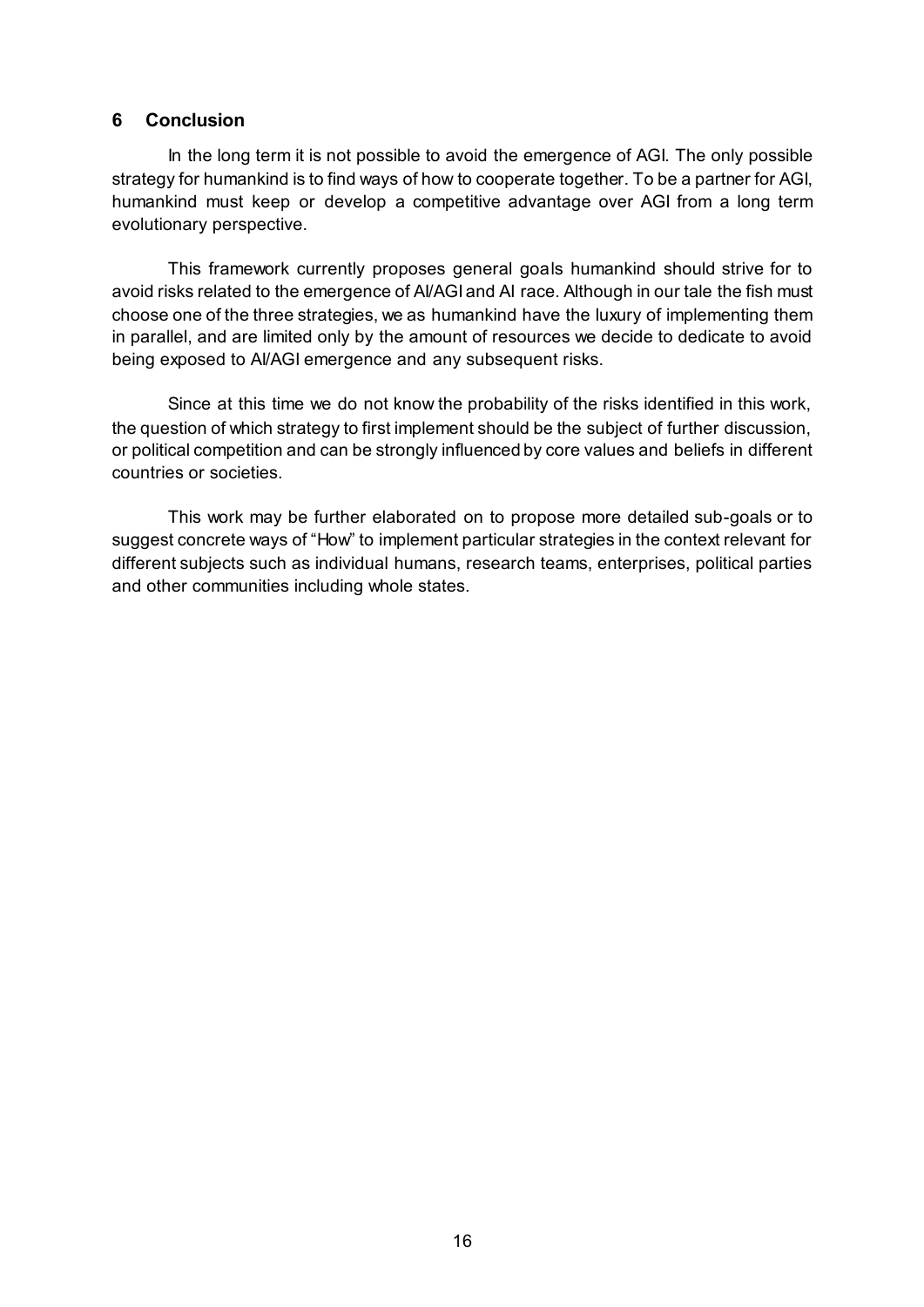## 6 Conclusion

In the long term it is not possible to avoid the emergence of AGI. The only possible strategy for humankind is to find ways of how to cooperate together. To be a partner for AGI, humankind must keep or develop a competitive advantage over AGI from a long term evolutionary perspective.

This framework currently proposes general goals humankind should strive for to avoid risks related to the emergence of AI/AGI and AI race. Although in our tale the fish must choose one of the three strategies, we as humankind have the luxury of implementing them in parallel, and are limited only by the amount of resources we decide to dedicate to avoid being exposed to AI/AGI emergence and any subsequent risks.

Since at this time we do not know the probability of the risks identified in this work, the question of which strategy to first implement should be the subject of further discussion, or political competition and can be strongly influenced by core values and beliefs in different countries or societies.

This work may be further elaborated on to propose more detailed sub-goals or to suggest concrete ways of "How" to implement particular strategies in the context relevant for different subjects such as individual humans, research teams, enterprises, political parties and other communities including whole states.